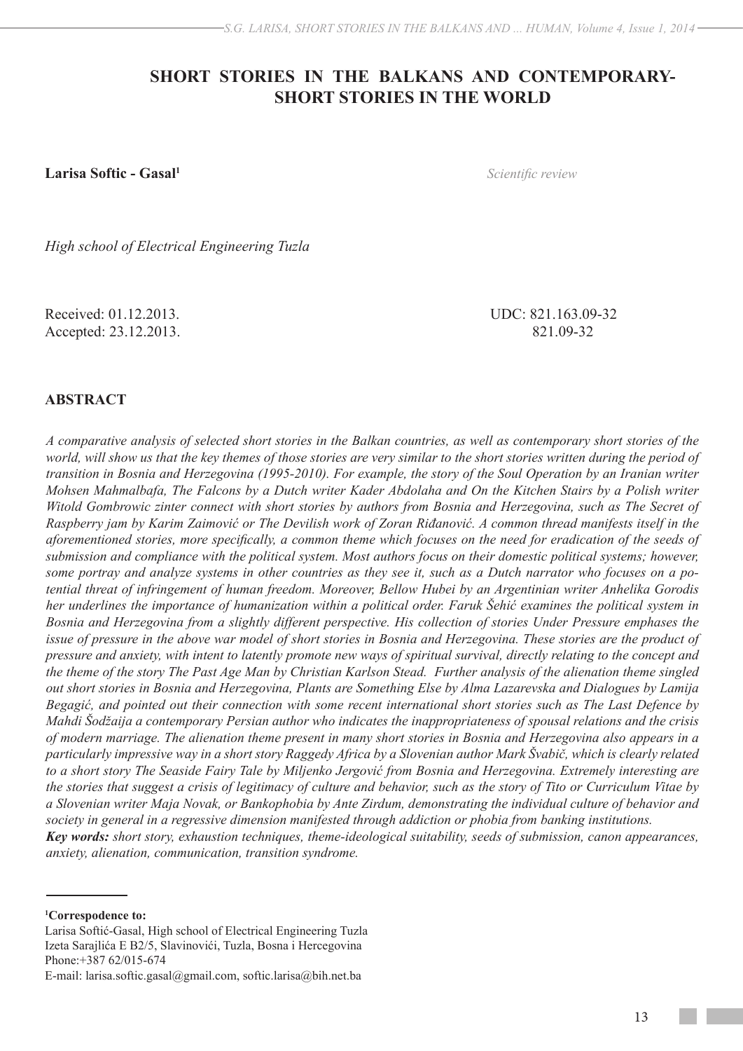# SHORT STORIES IN THE BALKANS AND CONTEMPORARY-SHORT STORIES IN THE WORLD

**Larisa Softic - Gasal**[1]

*Scientific review*

*High school of Electrical Engineering Tuzla*

Received: 01.12.2013.
Accepted: 23.12.2013.

UDC: 821.163.09-32
821.09-32

## ABSTRACT

*A comparative analysis of selected short stories in the Balkan countries, as well as contemporary short stories of the world, will show us that the key themes of those stories are very similar to the short stories written during the period of transition in Bosnia and Herzegovina (1995-2010). For example, the story of the Soul Operation by an Iranian writer Mohsen Mahmalbafa, The Falcons by a Dutch writer Kader Abdolaha and On the Kitchen Stairs by a Polish writer Witold Gombrowic zinter connect with short stories by authors from Bosnia and Herzegovina, such as The Secret of Raspberry jam by Karim Zaimović or The Devilish work of Zoran Riđanović. A common thread manifests itself in the aforementioned stories, more specifically, a common theme which focuses on the need for eradication of the seeds of submission and compliance with the political system. Most authors focus on their domestic political systems; however, some portray and analyze systems in other countries as they see it, such as a Dutch narrator who focuses on a potential threat of infringement of human freedom. Moreover, Bellow Hubei by an Argentinian writer Anhelika Gorodis her underlines the importance of humanization within a political order. Faruk Šehić examines the political system in Bosnia and Herzegovina from a slightly different perspective. His collection of stories Under Pressure emphases the issue of pressure in the above war model of short stories in Bosnia and Herzegovina. These stories are the product of pressure and anxiety, with intent to latently promote new ways of spiritual survival, directly relating to the concept and the theme of the story The Past Age Man by Christian Karlson Stead. Further analysis of the alienation theme singled out short stories in Bosnia and Herzegovina, Plants are Something Else by Alma Lazarevska and Dialogues by Lamija Begagić, and pointed out their connection with some recent international short stories such as The Last Defence by Mahdi Šodžaija a contemporary Persian author who indicates the inappropriateness of spousal relations and the crisis of modern marriage. The alienation theme present in many short stories in Bosnia and Herzegovina also appears in a particularly impressive way in a short story Raggedy Africa by a Slovenian author Mark Švabič, which is clearly related to a short story The Seaside Fairy Tale by Miljenko Jergović from Bosnia and Herzegovina. Extremely interesting are the stories that suggest a crisis of legitimacy of culture and behavior, such as the story of Tito or Curriculum Vitae by a Slovenian writer Maja Novak, or Bankophobia by Ante Zirdum, demonstrating the individual culture of behavior and society in general in a regressive dimension manifested through addiction or phobia from banking institutions.*

***Key words:*** *short story, exhaustion techniques, theme-ideological suitability, seeds of submission, canon appearances, anxiety, alienation, communication, transition syndrome.*

---

[1] **Correspodence to:**
Larisa Softić-Gasal, High school of Electrical Engineering Tuzla
Izeta Sarajlića E B2/5, Slavinovići, Tuzla, Bosna i Hercegovina
Phone:+387 62/015-674
E-mail: larisa.softic.gasal@gmail.com, softic.larisa@bih.net.ba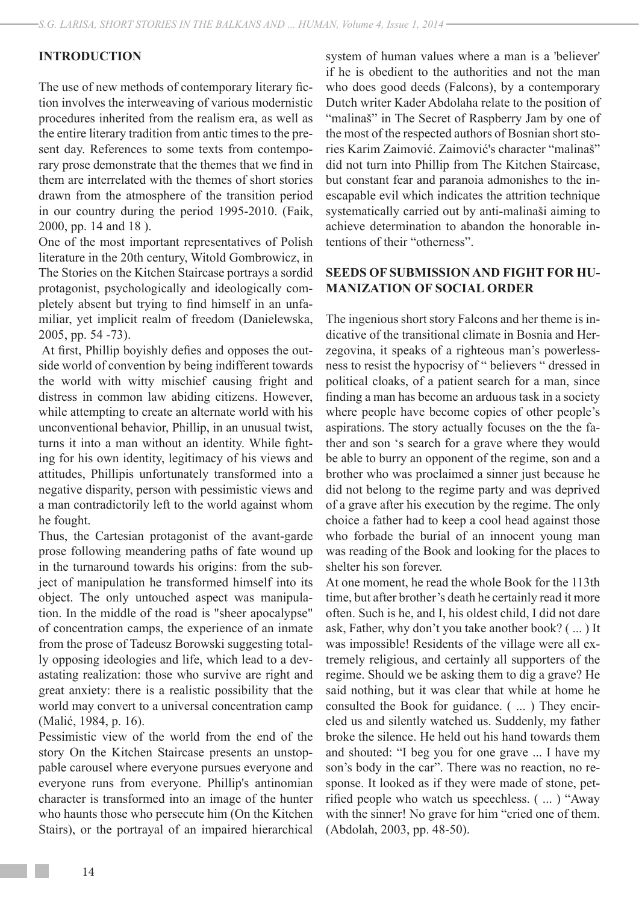## INTRODUCTION

The use of new methods of contemporary literary fiction involves the interweaving of various modernistic procedures inherited from the realism era, as well as the entire literary tradition from antic times to the present day. References to some texts from contemporary prose demonstrate that the themes that we find in them are interrelated with the themes of short stories drawn from the atmosphere of the transition period in our country during the period 1995-2010. (Faik, 2000, pp. 14 and 18 ).

One of the most important representatives of Polish literature in the 20th century, Witold Gombrowicz, in The Stories on the Kitchen Staircase portrays a sordid protagonist, psychologically and ideologically completely absent but trying to find himself in an unfamiliar, yet implicit realm of freedom (Danielewska, 2005, pp. 54 -73).

At first, Phillip boyishly defies and opposes the outside world of convention by being indifferent towards the world with witty mischief causing fright and distress in common law abiding citizens. However, while attempting to create an alternate world with his unconventional behavior, Phillip, in an unusual twist, turns it into a man without an identity. While fighting for his own identity, legitimacy of his views and attitudes, Phillipis unfortunately transformed into a negative disparity, person with pessimistic views and a man contradictorily left to the world against whom he fought.

Thus, the Cartesian protagonist of the avant-garde prose following meandering paths of fate wound up in the turnaround towards his origins: from the subject of manipulation he transformed himself into its object. The only untouched aspect was manipulation. In the middle of the road is "sheer apocalypse" of concentration camps, the experience of an inmate from the prose of Tadeusz Borowski suggesting totally opposing ideologies and life, which lead to a devastating realization: those who survive are right and great anxiety: there is a realistic possibility that the world may convert to a universal concentration camp (Malić, 1984, p. 16).

Pessimistic view of the world from the end of the story On the Kitchen Staircase presents an unstoppable carousel where everyone pursues everyone and everyone runs from everyone. Phillip's antinomian character is transformed into an image of the hunter who haunts those who persecute him (On the Kitchen Stairs), or the portrayal of an impaired hierarchical system of human values where a man is a 'believer' if he is obedient to the authorities and not the man who does good deeds (Falcons), by a contemporary Dutch writer Kader Abdolaha relate to the position of "malinaš" in The Secret of Raspberry Jam by one of the most of the respected authors of Bosnian short stories Karim Zaimović. Zaimović's character "malinaš" did not turn into Phillip from The Kitchen Staircase, but constant fear and paranoia admonishes to the inescapable evil which indicates the attrition technique systematically carried out by anti-malinaši aiming to achieve determination to abandon the honorable intentions of their "otherness".

## SEEDS OF SUBMISSION AND FIGHT FOR HUMANIZATION OF SOCIAL ORDER

The ingenious short story Falcons and her theme is indicative of the transitional climate in Bosnia and Herzegovina, it speaks of a righteous man's powerlessness to resist the hypocrisy of " believers " dressed in political cloaks, of a patient search for a man, since finding a man has become an arduous task in a society where people have become copies of other people's aspirations. The story actually focuses on the the father and son 's search for a grave where they would be able to burry an opponent of the regime, son and a brother who was proclaimed a sinner just because he did not belong to the regime party and was deprived of a grave after his execution by the regime. The only choice a father had to keep a cool head against those who forbade the burial of an innocent young man was reading of the Book and looking for the places to shelter his son forever.

At one moment, he read the whole Book for the 113th time, but after brother's death he certainly read it more often. Such is he, and I, his oldest child, I did not dare ask, Father, why don't you take another book? ( ... ) It was impossible! Residents of the village were all extremely religious, and certainly all supporters of the regime. Should we be asking them to dig a grave? He said nothing, but it was clear that while at home he consulted the Book for guidance. ( ... ) They encircled us and silently watched us. Suddenly, my father broke the silence. He held out his hand towards them and shouted: "I beg you for one grave ... I have my son's body in the car". There was no reaction, no response. It looked as if they were made of stone, petrified people who watch us speechless. ( ... ) "Away with the sinner! No grave for him "cried one of them. (Abdolah, 2003, pp. 48-50).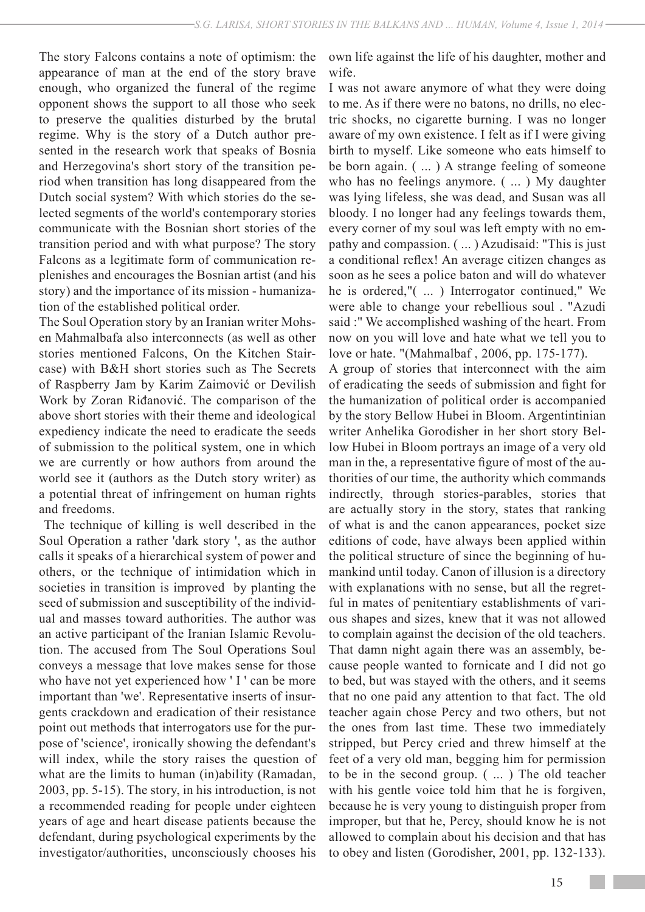The story Falcons contains a note of optimism: the appearance of man at the end of the story brave enough, who organized the funeral of the regime opponent shows the support to all those who seek to preserve the qualities disturbed by the brutal regime. Why is the story of a Dutch author presented in the research work that speaks of Bosnia and Herzegovina's short story of the transition period when transition has long disappeared from the Dutch social system? With which stories do the selected segments of the world's contemporary stories communicate with the Bosnian short stories of the transition period and with what purpose? The story Falcons as a legitimate form of communication replenishes and encourages the Bosnian artist (and his story) and the importance of its mission - humanization of the established political order.

The Soul Operation story by an Iranian writer Mohsen Mahmalbafa also interconnects (as well as other stories mentioned Falcons, On the Kitchen Staircase) with B&H short stories such as The Secrets of Raspberry Jam by Karim Zaimović or Devilish Work by Zoran Riđanović. The comparison of the above short stories with their theme and ideological expediency indicate the need to eradicate the seeds of submission to the political system, one in which we are currently or how authors from around the world see it (authors as the Dutch story writer) as a potential threat of infringement on human rights and freedoms.

The technique of killing is well described in the Soul Operation a rather 'dark story ', as the author calls it speaks of a hierarchical system of power and others, or the technique of intimidation which in societies in transition is improved by planting the seed of submission and susceptibility of the individual and masses toward authorities. The author was an active participant of the Iranian Islamic Revolution. The accused from The Soul Operations Soul conveys a message that love makes sense for those who have not yet experienced how ' I ' can be more important than 'we'. Representative inserts of insurgents crackdown and eradication of their resistance point out methods that interrogators use for the purpose of 'science', ironically showing the defendant's will index, while the story raises the question of what are the limits to human (in)ability (Ramadan, 2003, pp. 5-15). The story, in his introduction, is not a recommended reading for people under eighteen years of age and heart disease patients because the defendant, during psychological experiments by the investigator/authorities, unconsciously chooses his own life against the life of his daughter, mother and wife.

I was not aware anymore of what they were doing to me. As if there were no batons, no drills, no electric shocks, no cigarette burning. I was no longer aware of my own existence. I felt as if I were giving birth to myself. Like someone who eats himself to be born again. ( ... ) A strange feeling of someone who has no feelings anymore. ( ... ) My daughter was lying lifeless, she was dead, and Susan was all bloody. I no longer had any feelings towards them, every corner of my soul was left empty with no empathy and compassion. ( ... ) Azudisaid: "This is just a conditional reflex! An average citizen changes as soon as he sees a police baton and will do whatever he is ordered,"( ... ) Interrogator continued," We were able to change your rebellious soul . "Azudi said :" We accomplished washing of the heart. From now on you will love and hate what we tell you to love or hate. "(Mahmalbaf , 2006, pp. 175-177).

A group of stories that interconnect with the aim of eradicating the seeds of submission and fight for the humanization of political order is accompanied by the story Bellow Hubei in Bloom. Argentintinian writer Anhelika Gorodisher in her short story Bellow Hubei in Bloom portrays an image of a very old man in the, a representative figure of most of the authorities of our time, the authority which commands indirectly, through stories-parables, stories that are actually story in the story, states that ranking of what is and the canon appearances, pocket size editions of code, have always been applied within the political structure of since the beginning of humankind until today. Canon of illusion is a directory with explanations with no sense, but all the regretful in mates of penitentiary establishments of various shapes and sizes, knew that it was not allowed to complain against the decision of the old teachers. That damn night again there was an assembly, because people wanted to fornicate and I did not go to bed, but was stayed with the others, and it seems that no one paid any attention to that fact. The old teacher again chose Percy and two others, but not the ones from last time. These two immediately stripped, but Percy cried and threw himself at the feet of a very old man, begging him for permission to be in the second group. ( ... ) The old teacher with his gentle voice told him that he is forgiven, because he is very young to distinguish proper from improper, but that he, Percy, should know he is not allowed to complain about his decision and that has to obey and listen (Gorodisher, 2001, pp. 132-133).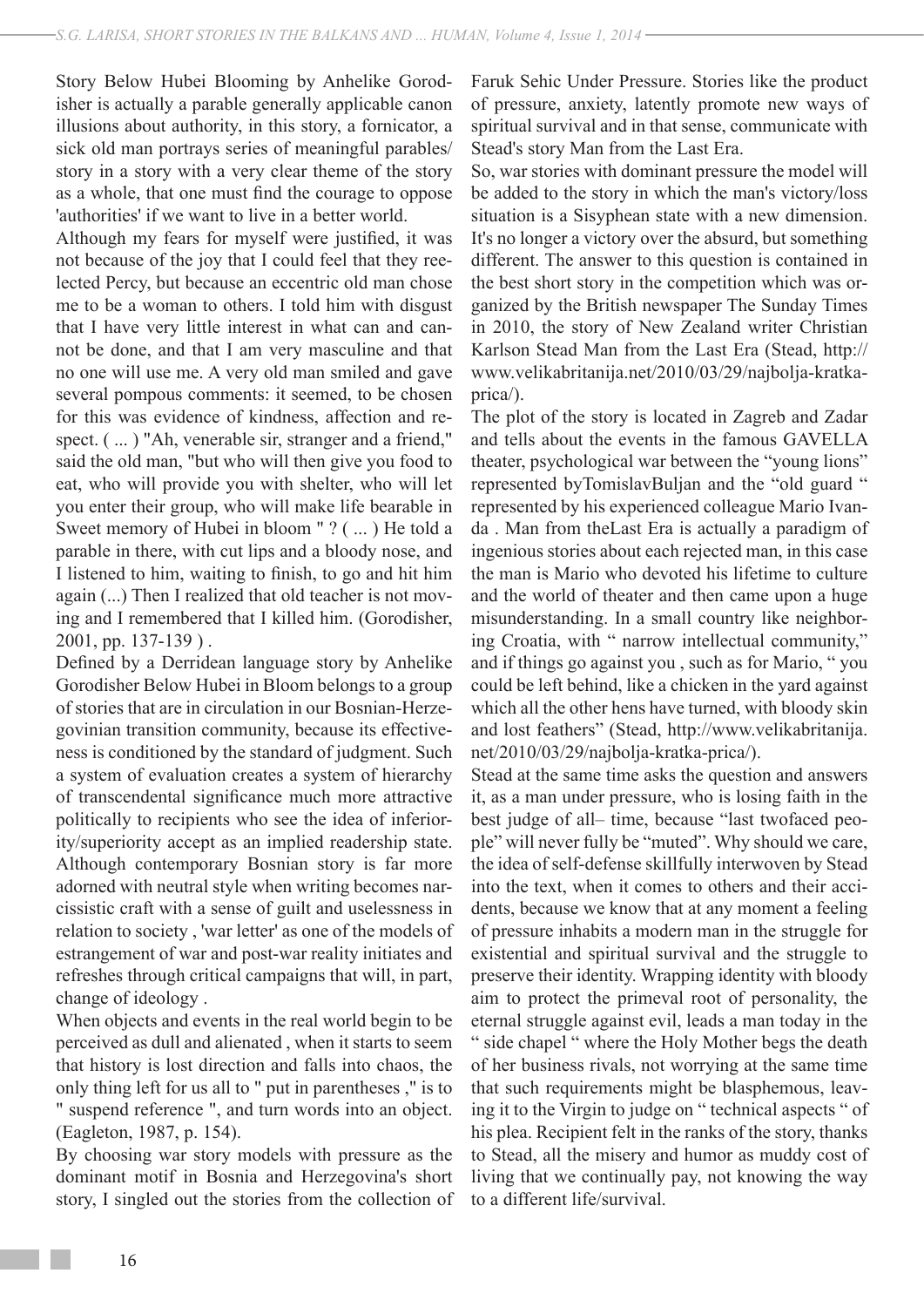Story Below Hubei Blooming by Anhelike Gorodisher is actually a parable generally applicable canon illusions about authority, in this story, a fornicator, a sick old man portrays series of meaningful parables/ story in a story with a very clear theme of the story as a whole, that one must find the courage to oppose 'authorities' if we want to live in a better world.

Although my fears for myself were justified, it was not because of the joy that I could feel that they reelected Percy, but because an eccentric old man chose me to be a woman to others. I told him with disgust that I have very little interest in what can and cannot be done, and that I am very masculine and that no one will use me. A very old man smiled and gave several pompous comments: it seemed, to be chosen for this was evidence of kindness, affection and respect. ( ... ) "Ah, venerable sir, stranger and a friend," said the old man, "but who will then give you food to eat, who will provide you with shelter, who will let you enter their group, who will make life bearable in Sweet memory of Hubei in bloom " ? ( ... ) He told a parable in there, with cut lips and a bloody nose, and I listened to him, waiting to finish, to go and hit him again (...) Then I realized that old teacher is not moving and I remembered that I killed him. (Gorodisher, 2001, pp. 137-139 ) .

Defined by a Derridean language story by Anhelike Gorodisher Below Hubei in Bloom belongs to a group of stories that are in circulation in our Bosnian-Herzegovinian transition community, because its effectiveness is conditioned by the standard of judgment. Such a system of evaluation creates a system of hierarchy of transcendental significance much more attractive politically to recipients who see the idea of inferiority/superiority accept as an implied readership state. Although contemporary Bosnian story is far more adorned with neutral style when writing becomes narcissistic craft with a sense of guilt and uselessness in relation to society , 'war letter' as one of the models of estrangement of war and post-war reality initiates and refreshes through critical campaigns that will, in part, change of ideology .

When objects and events in the real world begin to be perceived as dull and alienated , when it starts to seem that history is lost direction and falls into chaos, the only thing left for us all to " put in parentheses ," is to " suspend reference ", and turn words into an object. (Eagleton, 1987, p. 154).

By choosing war story models with pressure as the dominant motif in Bosnia and Herzegovina's short story, I singled out the stories from the collection of Faruk Sehic Under Pressure. Stories like the product of pressure, anxiety, latently promote new ways of spiritual survival and in that sense, communicate with Stead's story Man from the Last Era.

So, war stories with dominant pressure the model will be added to the story in which the man's victory/loss situation is a Sisyphean state with a new dimension. It's no longer a victory over the absurd, but something different. The answer to this question is contained in the best short story in the competition which was organized by the British newspaper The Sunday Times in 2010, the story of New Zealand writer Christian Karlson Stead Man from the Last Era (Stead, http://www.velikabritanija.net/2010/03/29/najbolja-kratka-prica/).

The plot of the story is located in Zagreb and Zadar and tells about the events in the famous GAVELLA theater, psychological war between the "young lions" represented byTomislavBuljan and the "old guard " represented by his experienced colleague Mario Ivanda . Man from theLast Era is actually a paradigm of ingenious stories about each rejected man, in this case the man is Mario who devoted his lifetime to culture and the world of theater and then came upon a huge misunderstanding. In a small country like neighboring Croatia, with " narrow intellectual community," and if things go against you , such as for Mario, " you could be left behind, like a chicken in the yard against which all the other hens have turned, with bloody skin and lost feathers" (Stead, http://www.velikabritanija.net/2010/03/29/najbolja-kratka-prica/).

Stead at the same time asks the question and answers it, as a man under pressure, who is losing faith in the best judge of all– time, because "last twofaced people" will never fully be "muted". Why should we care, the idea of self-defense skillfully interwoven by Stead into the text, when it comes to others and their accidents, because we know that at any moment a feeling of pressure inhabits a modern man in the struggle for existential and spiritual survival and the struggle to preserve their identity. Wrapping identity with bloody aim to protect the primeval root of personality, the eternal struggle against evil, leads a man today in the " side chapel " where the Holy Mother begs the death of her business rivals, not worrying at the same time that such requirements might be blasphemous, leaving it to the Virgin to judge on " technical aspects " of his plea. Recipient felt in the ranks of the story, thanks to Stead, all the misery and humor as muddy cost of living that we continually pay, not knowing the way to a different life/survival.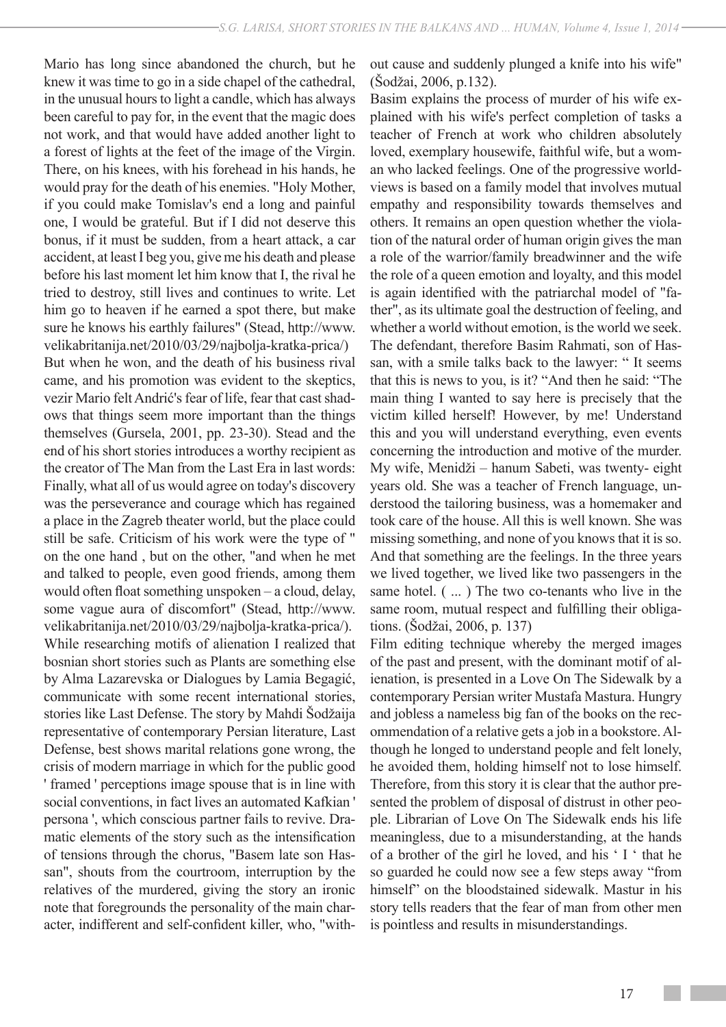Mario has long since abandoned the church, but he knew it was time to go in a side chapel of the cathedral, in the unusual hours to light a candle, which has always been careful to pay for, in the event that the magic does not work, and that would have added another light to a forest of lights at the feet of the image of the Virgin. There, on his knees, with his forehead in his hands, he would pray for the death of his enemies. "Holy Mother, if you could make Tomislav's end a long and painful one, I would be grateful. But if I did not deserve this bonus, if it must be sudden, from a heart attack, a car accident, at least I beg you, give me his death and please before his last moment let him know that I, the rival he tried to destroy, still lives and continues to write. Let him go to heaven if he earned a spot there, but make sure he knows his earthly failures" (Stead, http://www.velikabritanija.net/2010/03/29/najbolja-kratka-prica/)

But when he won, and the death of his business rival came, and his promotion was evident to the skeptics, vezir Mario felt Andrić's fear of life, fear that cast shadows that things seem more important than the things themselves (Gursela, 2001, pp. 23-30). Stead and the end of his short stories introduces a worthy recipient as the creator of The Man from the Last Era in last words: Finally, what all of us would agree on today's discovery was the perseverance and courage which has regained a place in the Zagreb theater world, but the place could still be safe. Criticism of his work were the type of " on the one hand , but on the other, "and when he met and talked to people, even good friends, among them would often float something unspoken – a cloud, delay, some vague aura of discomfort" (Stead, http://www.velikabritanija.net/2010/03/29/najbolja-kratka-prica/).

While researching motifs of alienation I realized that bosnian short stories such as Plants are something else by Alma Lazarevska or Dialogues by Lamia Begagić, communicate with some recent international stories, stories like Last Defense. The story by Mahdi Šodžaija representative of contemporary Persian literature, Last Defense, best shows marital relations gone wrong, the crisis of modern marriage in which for the public good ' framed ' perceptions image spouse that is in line with social conventions, in fact lives an automated Kafkian ' persona ', which conscious partner fails to revive. Dramatic elements of the story such as the intensification of tensions through the chorus, "Basem late son Hassan", shouts from the courtroom, interruption by the relatives of the murdered, giving the story an ironic note that foregrounds the personality of the main character, indifferent and self-confident killer, who, "without cause and suddenly plunged a knife into his wife" (Šodžai, 2006, p.132).

Basim explains the process of murder of his wife explained with his wife's perfect completion of tasks a teacher of French at work who children absolutely loved, exemplary housewife, faithful wife, but a woman who lacked feelings. One of the progressive worldviews is based on a family model that involves mutual empathy and responsibility towards themselves and others. It remains an open question whether the violation of the natural order of human origin gives the man a role of the warrior/family breadwinner and the wife the role of a queen emotion and loyalty, and this model is again identified with the patriarchal model of "father", as its ultimate goal the destruction of feeling, and whether a world without emotion, is the world we seek. The defendant, therefore Basim Rahmati, son of Hassan, with a smile talks back to the lawyer: " It seems that this is news to you, is it? "And then he said: "The main thing I wanted to say here is precisely that the victim killed herself! However, by me! Understand this and you will understand everything, even events concerning the introduction and motive of the murder. My wife, Menidži – hanum Sabeti, was twenty- eight years old. She was a teacher of French language, understood the tailoring business, was a homemaker and took care of the house. All this is well known. She was missing something, and none of you knows that it is so. And that something are the feelings. In the three years we lived together, we lived like two passengers in the same hotel. ( ... ) The two co-tenants who live in the same room, mutual respect and fulfilling their obligations. (Šodžai, 2006, p. 137)

Film editing technique whereby the merged images of the past and present, with the dominant motif of alienation, is presented in a Love On The Sidewalk by a contemporary Persian writer Mustafa Mastura. Hungry and jobless a nameless big fan of the books on the recommendation of a relative gets a job in a bookstore. Although he longed to understand people and felt lonely, he avoided them, holding himself not to lose himself. Therefore, from this story it is clear that the author presented the problem of disposal of distrust in other people. Librarian of Love On The Sidewalk ends his life meaningless, due to a misunderstanding, at the hands of a brother of the girl he loved, and his ' I ' that he so guarded he could now see a few steps away "from himself" on the bloodstained sidewalk. Mastur in his story tells readers that the fear of man from other men is pointless and results in misunderstandings.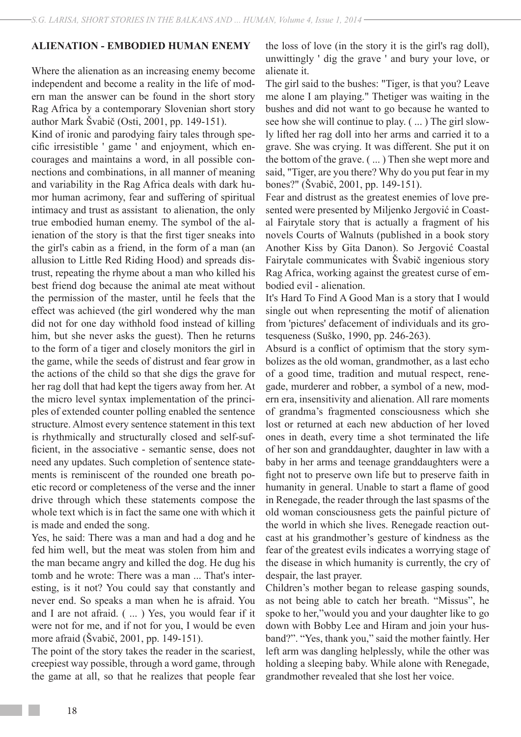**ALIENATION - EMBODIED HUMAN ENEMY**

Where the alienation as an increasing enemy become independent and become a reality in the life of modern man the answer can be found in the short story Rag Africa by a contemporary Slovenian short story author Mark Švabič (Osti, 2001, pp. 149-151).

Kind of ironic and parodying fairy tales through specific irresistible ' game ' and enjoyment, which encourages and maintains a word, in all possible connections and combinations, in all manner of meaning and variability in the Rag Africa deals with dark humor human acrimony, fear and suffering of spiritual intimacy and trust as assistant to alienation, the only true embodied human enemy. The symbol of the alienation of the story is that the first tiger sneaks into the girl's cabin as a friend, in the form of a man (an allusion to Little Red Riding Hood) and spreads distrust, repeating the rhyme about a man who killed his best friend dog because the animal ate meat without the permission of the master, until he feels that the effect was achieved (the girl wondered why the man did not for one day withhold food instead of killing him, but she never asks the guest). Then he returns to the form of a tiger and closely monitors the girl in the game, while the seeds of distrust and fear grow in the actions of the child so that she digs the grave for her rag doll that had kept the tigers away from her. At the micro level syntax implementation of the principles of extended counter polling enabled the sentence structure. Almost every sentence statement in this text is rhythmically and structurally closed and self-sufficient, in the associative - semantic sense, does not need any updates. Such completion of sentence statements is reminiscent of the rounded one breath poetic record or completeness of the verse and the inner drive through which these statements compose the whole text which is in fact the same one with which it is made and ended the song.

Yes, he said: There was a man and had a dog and he fed him well, but the meat was stolen from him and the man became angry and killed the dog. He dug his tomb and he wrote: There was a man ... That's interesting, is it not? You could say that constantly and never end. So speaks a man when he is afraid. You and I are not afraid. ( ... ) Yes, you would fear if it were not for me, and if not for you, I would be even more afraid (Švabič, 2001, pp. 149-151).

The point of the story takes the reader in the scariest, creepiest way possible, through a word game, through the game at all, so that he realizes that people fear the loss of love (in the story it is the girl's rag doll), unwittingly ' dig the grave ' and bury your love, or alienate it.

The girl said to the bushes: "Tiger, is that you? Leave me alone I am playing." Thetiger was waiting in the bushes and did not want to go because he wanted to see how she will continue to play. ( ... ) The girl slowly lifted her rag doll into her arms and carried it to a grave. She was crying. It was different. She put it on the bottom of the grave. ( ... ) Then she wept more and said, "Tiger, are you there? Why do you put fear in my bones?" (Švabič, 2001, pp. 149-151).

Fear and distrust as the greatest enemies of love presented were presented by Miljenko Jergović in Coastal Fairytale story that is actually a fragment of his novels Courts of Walnuts (published in a book story Another Kiss by Gita Danon). So Jergović Coastal Fairytale communicates with Švabič ingenious story Rag Africa, working against the greatest curse of embodied evil - alienation.

It's Hard To Find A Good Man is a story that I would single out when representing the motif of alienation from 'pictures' defacement of individuals and its grotesqueness (Suško, 1990, pp. 246-263).

Absurd is a conflict of optimism that the story symbolizes as the old woman, grandmother, as a last echo of a good time, tradition and mutual respect, renegade, murderer and robber, a symbol of a new, modern era, insensitivity and alienation. All rare moments of grandma's fragmented consciousness which she lost or returned at each new abduction of her loved ones in death, every time a shot terminated the life of her son and granddaughter, daughter in law with a baby in her arms and teenage granddaughters were a fight not to preserve own life but to preserve faith in humanity in general. Unable to start a flame of good in Renegade, the reader through the last spasms of the old woman consciousness gets the painful picture of the world in which she lives. Renegade reaction outcast at his grandmother's gesture of kindness as the fear of the greatest evils indicates a worrying stage of the disease in which humanity is currently, the cry of despair, the last prayer.

Children's mother began to release gasping sounds, as not being able to catch her breath. "Missus", he spoke to her,"would you and your daughter like to go down with Bobby Lee and Hiram and join your husband?". "Yes, thank you," said the mother faintly. Her left arm was dangling helplessly, while the other was holding a sleeping baby. While alone with Renegade, grandmother revealed that she lost her voice.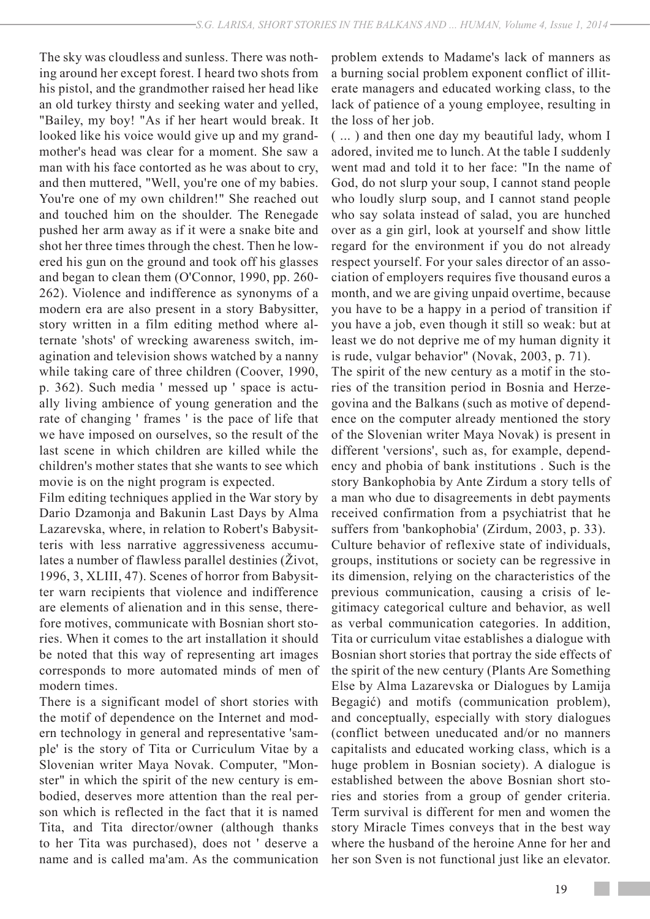The sky was cloudless and sunless. There was nothing around her except forest. I heard two shots from his pistol, and the grandmother raised her head like an old turkey thirsty and seeking water and yelled, "Bailey, my boy! "As if her heart would break. It looked like his voice would give up and my grandmother's head was clear for a moment. She saw a man with his face contorted as he was about to cry, and then muttered, "Well, you're one of my babies. You're one of my own children!" She reached out and touched him on the shoulder. The Renegade pushed her arm away as if it were a snake bite and shot her three times through the chest. Then he lowered his gun on the ground and took off his glasses and began to clean them (O'Connor, 1990, pp. 260-262). Violence and indifference as synonyms of a modern era are also present in a story Babysitter, story written in a film editing method where alternate 'shots' of wrecking awareness switch, imagination and television shows watched by a nanny while taking care of three children (Coover, 1990, p. 362). Such media ' messed up ' space is actually living ambience of young generation and the rate of changing ' frames ' is the pace of life that we have imposed on ourselves, so the result of the last scene in which children are killed while the children's mother states that she wants to see which movie is on the night program is expected.

Film editing techniques applied in the War story by Dario Dzamonja and Bakunin Last Days by Alma Lazarevska, where, in relation to Robert's Babysitteris with less narrative aggressiveness accumulates a number of flawless parallel destinies (Život, 1996, 3, XLIII, 47). Scenes of horror from Babysitter warn recipients that violence and indifference are elements of alienation and in this sense, therefore motives, communicate with Bosnian short stories. When it comes to the art installation it should be noted that this way of representing art images corresponds to more automated minds of men of modern times.

There is a significant model of short stories with the motif of dependence on the Internet and modern technology in general and representative 'sample' is the story of Tita or Curriculum Vitae by a Slovenian writer Maya Novak. Computer, "Monster" in which the spirit of the new century is embodied, deserves more attention than the real person which is reflected in the fact that it is named Tita, and Tita director/owner (although thanks to her Tita was purchased), does not ' deserve a name and is called ma'am. As the communication problem extends to Madame's lack of manners as a burning social problem exponent conflict of illiterate managers and educated working class, to the lack of patience of a young employee, resulting in the loss of her job.

( ... ) and then one day my beautiful lady, whom I adored, invited me to lunch. At the table I suddenly went mad and told it to her face: "In the name of God, do not slurp your soup, I cannot stand people who loudly slurp soup, and I cannot stand people who say solata instead of salad, you are hunched over as a gin girl, look at yourself and show little regard for the environment if you do not already respect yourself. For your sales director of an association of employers requires five thousand euros a month, and we are giving unpaid overtime, because you have to be a happy in a period of transition if you have a job, even though it still so weak: but at least we do not deprive me of my human dignity it is rude, vulgar behavior" (Novak, 2003, p. 71).

The spirit of the new century as a motif in the stories of the transition period in Bosnia and Herzegovina and the Balkans (such as motive of dependence on the computer already mentioned the story of the Slovenian writer Maya Novak) is present in different 'versions', such as, for example, dependency and phobia of bank institutions . Such is the story Bankophobia by Ante Zirdum a story tells of a man who due to disagreements in debt payments received confirmation from a psychiatrist that he suffers from 'bankophobia' (Zirdum, 2003, p. 33).

Culture behavior of reflexive state of individuals, groups, institutions or society can be regressive in its dimension, relying on the characteristics of the previous communication, causing a crisis of legitimacy categorical culture and behavior, as well as verbal communication categories. In addition, Tita or curriculum vitae establishes a dialogue with Bosnian short stories that portray the side effects of the spirit of the new century (Plants Are Something Else by Alma Lazarevska or Dialogues by Lamija Begagić) and motifs (communication problem), and conceptually, especially with story dialogues (conflict between uneducated and/or no manners capitalists and educated working class, which is a huge problem in Bosnian society). A dialogue is established between the above Bosnian short stories and stories from a group of gender criteria. Term survival is different for men and women the story Miracle Times conveys that in the best way where the husband of the heroine Anne for her and her son Sven is not functional just like an elevator.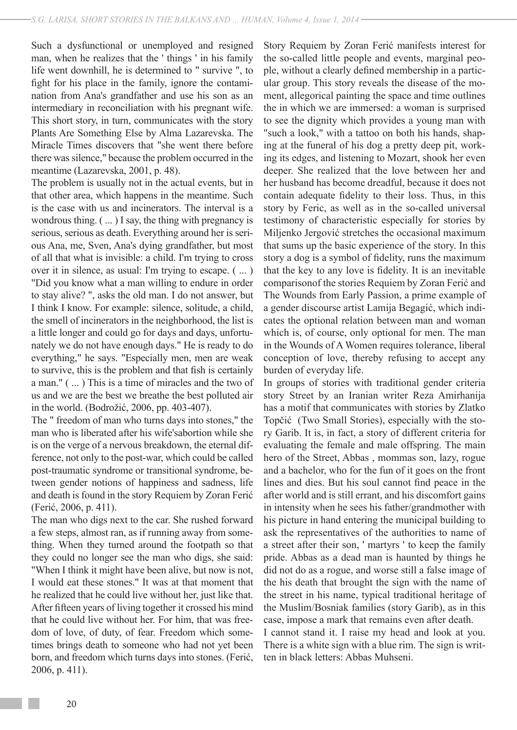Such a dysfunctional or unemployed and resigned man, when he realizes that the ' things ' in his family life went downhill, he is determined to " survive ", to fight for his place in the family, ignore the contamination from Ana's grandfather and use his son as an intermediary in reconciliation with his pregnant wife. This short story, in turn, communicates with the story Plants Are Something Else by Alma Lazarevska. The Miracle Times discovers that "she went there before there was silence," because the problem occurred in the meantime (Lazarevska, 2001, p. 48).

The problem is usually not in the actual events, but in that other area, which happens in the meantime. Such is the case with us and incinerators. The interval is a wondrous thing. ( ... ) I say, the thing with pregnancy is serious, serious as death. Everything around her is serious Ana, me, Sven, Ana's dying grandfather, but most of all that what is invisible: a child. I'm trying to cross over it in silence, as usual: I'm trying to escape. ( ... ) "Did you know what a man willing to endure in order to stay alive? ", asks the old man. I do not answer, but I think I know. For example: silence, solitude, a child, the smell of incinerators in the neighborhood, the list is a little longer and could go for days and days, unfortunately we do not have enough days." He is ready to do everything," he says. "Especially men, men are weak to survive, this is the problem and that fish is certainly a man." ( ... ) This is a time of miracles and the two of us and we are the best we breathe the best polluted air in the world. (Bodrožić, 2006, pp. 403-407).

The " freedom of man who turns days into stones," the man who is liberated after his wife'sabortion while she is on the verge of a nervous breakdown, the eternal difference, not only to the post-war, which could be called post-traumatic syndrome or transitional syndrome, between gender notions of happiness and sadness, life and death is found in the story Requiem by Zoran Ferić (Ferić, 2006, p. 411).

The man who digs next to the car. She rushed forward a few steps, almost ran, as if running away from something. When they turned around the footpath so that they could no longer see the man who digs, she said: "When I think it might have been alive, but now is not, I would eat these stones." It was at that moment that he realized that he could live without her, just like that. After fifteen years of living together it crossed his mind that he could live without her. For him, that was freedom of love, of duty, of fear. Freedom which sometimes brings death to someone who had not yet been born, and freedom which turns days into stones. (Ferić, 2006, p. 411).

Story Requiem by Zoran Ferić manifests interest for the so-called little people and events, marginal people, without a clearly defined membership in a particular group. This story reveals the disease of the moment, allegorical painting the space and time outlines the in which we are immersed: a woman is surprised to see the dignity which provides a young man with "such a look," with a tattoo on both his hands, shaping at the funeral of his dog a pretty deep pit, working its edges, and listening to Mozart, shook her even deeper. She realized that the love between her and her husband has become dreadful, because it does not contain adequate fidelity to their loss. Thus, in this story by Feric, as well as in the so-called universal testimony of characteristic especially for stories by Miljenko Jergović stretches the occasional maximum that sums up the basic experience of the story. In this story a dog is a symbol of fidelity, runs the maximum that the key to any love is fidelity. It is an inevitable comparisonof the stories Requiem by Zoran Ferić and The Wounds from Early Passion, a prime example of a gender discourse artist Lamija Begagić, which indicates the optional relation between man and woman which is, of course, only optional for men. The man in the Wounds of A Women requires tolerance, liberal conception of love, thereby refusing to accept any burden of everyday life.

In groups of stories with traditional gender criteria story Street by an Iranian writer Reza Amirhanija has a motif that communicates with stories by Zlatko Topčić (Two Small Stories), especially with the story Garib. It is, in fact, a story of different criteria for evaluating the female and male offspring. The main hero of the Street, Abbas , mommas son, lazy, rogue and a bachelor, who for the fun of it goes on the front lines and dies. But his soul cannot find peace in the after world and is still errant, and his discomfort gains in intensity when he sees his father/grandmother with his picture in hand entering the municipal building to ask the representatives of the authorities to name of a street after their son, ' martyrs ' to keep the family pride. Abbas as a dead man is haunted by things he did not do as a rogue, and worse still a false image of the his death that brought the sign with the name of the street in his name, typical traditional heritage of the Muslim/Bosniak families (story Garib), as in this case, impose a mark that remains even after death.

I cannot stand it. I raise my head and look at you. There is a white sign with a blue rim. The sign is written in black letters: Abbas Muhseni.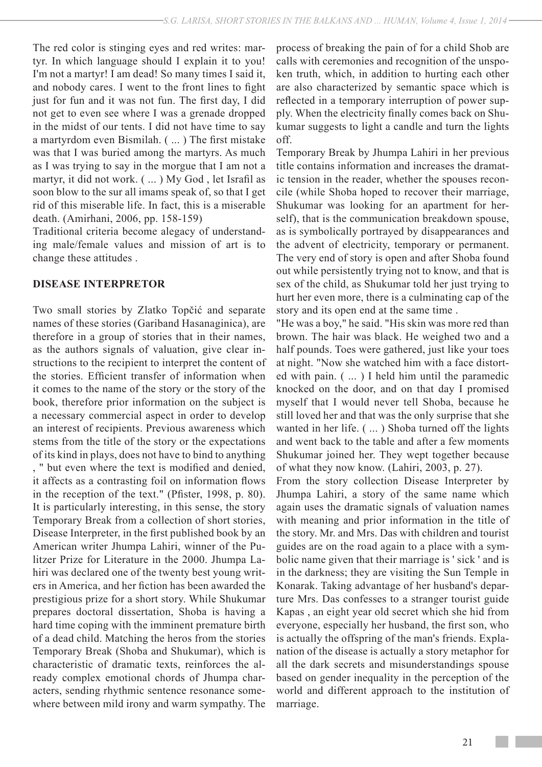The red color is stinging eyes and red writes: martyr. In which language should I explain it to you! I'm not a martyr! I am dead! So many times I said it, and nobody cares. I went to the front lines to fight just for fun and it was not fun. The first day, I did not get to even see where I was a grenade dropped in the midst of our tents. I did not have time to say a martyrdom even Bismilah. ( ... ) The first mistake was that I was buried among the martyrs. As much as I was trying to say in the morgue that I am not a martyr, it did not work. ( ... ) My God , let Israfil as soon blow to the sur all imams speak of, so that I get rid of this miserable life. In fact, this is a miserable death. (Amirhani, 2006, pp. 158-159)

Traditional criteria become alegacy of understanding male/female values and mission of art is to change these attitudes .

## DISEASE INTERPRETOR

Two small stories by Zlatko Topčić and separate names of these stories (Gariband Hasanaginica), are therefore in a group of stories that in their names, as the authors signals of valuation, give clear instructions to the recipient to interpret the content of the stories. Efficient transfer of information when it comes to the name of the story or the story of the book, therefore prior information on the subject is a necessary commercial aspect in order to develop an interest of recipients. Previous awareness which stems from the title of the story or the expectations of its kind in plays, does not have to bind to anything , " but even where the text is modified and denied, it affects as a contrasting foil on information flows in the reception of the text." (Pfister, 1998, p. 80). It is particularly interesting, in this sense, the story Temporary Break from a collection of short stories, Disease Interpreter, in the first published book by an American writer Jhumpa Lahiri, winner of the Pulitzer Prize for Literature in the 2000. Jhumpa Lahiri was declared one of the twenty best young writers in America, and her fiction has been awarded the prestigious prize for a short story. While Shukumar prepares doctoral dissertation, Shoba is having a hard time coping with the imminent premature birth of a dead child. Matching the heros from the stories Temporary Break (Shoba and Shukumar), which is characteristic of dramatic texts, reinforces the already complex emotional chords of Jhumpa characters, sending rhythmic sentence resonance somewhere between mild irony and warm sympathy. The process of breaking the pain of for a child Shob are calls with ceremonies and recognition of the unspoken truth, which, in addition to hurting each other are also characterized by semantic space which is reflected in a temporary interruption of power supply. When the electricity finally comes back on Shukumar suggests to light a candle and turn the lights off.

Temporary Break by Jhumpa Lahiri in her previous title contains information and increases the dramatic tension in the reader, whether the spouses reconcile (while Shoba hoped to recover their marriage, Shukumar was looking for an apartment for herself), that is the communication breakdown spouse, as is symbolically portrayed by disappearances and the advent of electricity, temporary or permanent. The very end of story is open and after Shoba found out while persistently trying not to know, and that is sex of the child, as Shukumar told her just trying to hurt her even more, there is a culminating cap of the story and its open end at the same time .

"He was a boy," he said. "His skin was more red than brown. The hair was black. He weighed two and a half pounds. Toes were gathered, just like your toes at night. "Now she watched him with a face distorted with pain. ( ... ) I held him until the paramedic knocked on the door, and on that day I promised myself that I would never tell Shoba, because he still loved her and that was the only surprise that she wanted in her life. ( ... ) Shoba turned off the lights and went back to the table and after a few moments Shukumar joined her. They wept together because of what they now know. (Lahiri, 2003, p. 27).

From the story collection Disease Interpreter by Jhumpa Lahiri, a story of the same name which again uses the dramatic signals of valuation names with meaning and prior information in the title of the story. Mr. and Mrs. Das with children and tourist guides are on the road again to a place with a symbolic name given that their marriage is ' sick ' and is in the darkness; they are visiting the Sun Temple in Konarak. Taking advantage of her husband's departure Mrs. Das confesses to a stranger tourist guide Kapas , an eight year old secret which she hid from everyone, especially her husband, the first son, who is actually the offspring of the man's friends. Explanation of the disease is actually a story metaphor for all the dark secrets and misunderstandings spouse based on gender inequality in the perception of the world and different approach to the institution of marriage.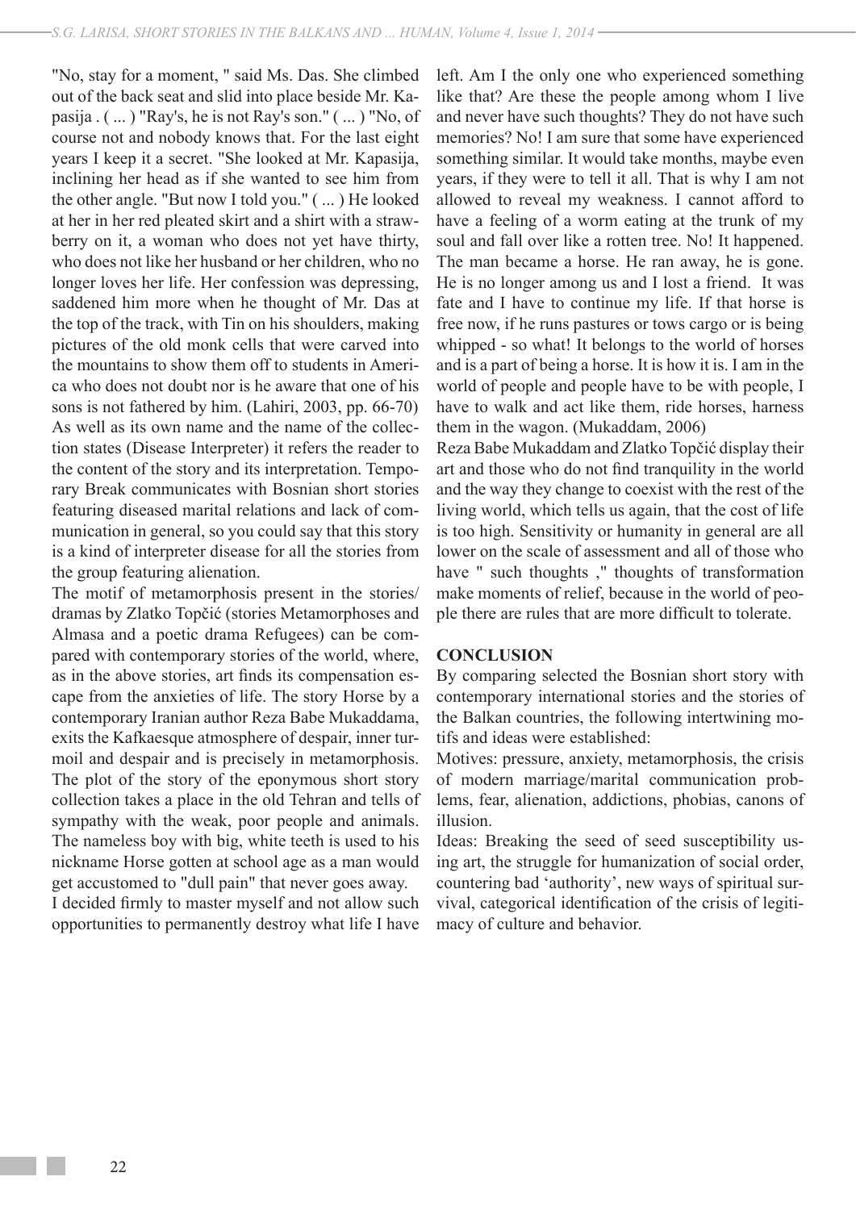"No, stay for a moment, " said Ms. Das. She climbed out of the back seat and slid into place beside Mr. Kapasija . ( ... ) "Ray's, he is not Ray's son." ( ... ) "No, of course not and nobody knows that. For the last eight years I keep it a secret. "She looked at Mr. Kapasija, inclining her head as if she wanted to see him from the other angle. "But now I told you." ( ... ) He looked at her in her red pleated skirt and a shirt with a strawberry on it, a woman who does not yet have thirty, who does not like her husband or her children, who no longer loves her life. Her confession was depressing, saddened him more when he thought of Mr. Das at the top of the track, with Tin on his shoulders, making pictures of the old monk cells that were carved into the mountains to show them off to students in America who does not doubt nor is he aware that one of his sons is not fathered by him. (Lahiri, 2003, pp. 66-70) As well as its own name and the name of the collection states (Disease Interpreter) it refers the reader to the content of the story and its interpretation. Temporary Break communicates with Bosnian short stories featuring diseased marital relations and lack of communication in general, so you could say that this story is a kind of interpreter disease for all the stories from the group featuring alienation.

The motif of metamorphosis present in the stories/dramas by Zlatko Topčić (stories Metamorphoses and Almasa and a poetic drama Refugees) can be compared with contemporary stories of the world, where, as in the above stories, art finds its compensation escape from the anxieties of life. The story Horse by a contemporary Iranian author Reza Babe Mukaddama, exits the Kafkaesque atmosphere of despair, inner turmoil and despair and is precisely in metamorphosis. The plot of the story of the eponymous short story collection takes a place in the old Tehran and tells of sympathy with the weak, poor people and animals. The nameless boy with big, white teeth is used to his nickname Horse gotten at school age as a man would get accustomed to "dull pain" that never goes away.

I decided firmly to master myself and not allow such opportunities to permanently destroy what life I have left. Am I the only one who experienced something like that? Are these the people among whom I live and never have such thoughts? They do not have such memories? No! I am sure that some have experienced something similar. It would take months, maybe even years, if they were to tell it all. That is why I am not allowed to reveal my weakness. I cannot afford to have a feeling of a worm eating at the trunk of my soul and fall over like a rotten tree. No! It happened. The man became a horse. He ran away, he is gone. He is no longer among us and I lost a friend. It was fate and I have to continue my life. If that horse is free now, if he runs pastures or tows cargo or is being whipped - so what! It belongs to the world of horses and is a part of being a horse. It is how it is. I am in the world of people and people have to be with people, I have to walk and act like them, ride horses, harness them in the wagon. (Mukaddam, 2006)

Reza Babe Mukaddam and Zlatko Topčić display their art and those who do not find tranquility in the world and the way they change to coexist with the rest of the living world, which tells us again, that the cost of life is too high. Sensitivity or humanity in general are all lower on the scale of assessment and all of those who have " such thoughts ," thoughts of transformation make moments of relief, because in the world of people there are rules that are more difficult to tolerate.

## CONCLUSION

By comparing selected the Bosnian short story with contemporary international stories and the stories of the Balkan countries, the following intertwining motifs and ideas were established:

Motives: pressure, anxiety, metamorphosis, the crisis of modern marriage/marital communication problems, fear, alienation, addictions, phobias, canons of illusion.

Ideas: Breaking the seed of seed susceptibility using art, the struggle for humanization of social order, countering bad 'authority', new ways of spiritual survival, categorical identification of the crisis of legitimacy of culture and behavior.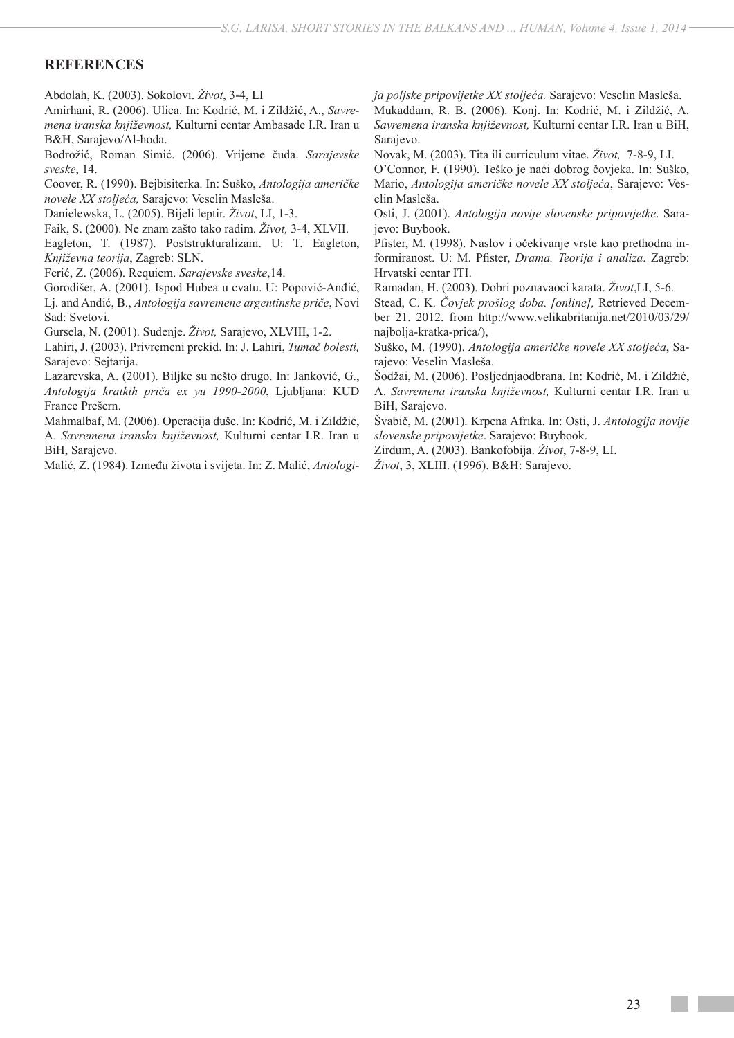## REFERENCES

Abdolah, K. (2003). Sokolovi. *Život*, 3-4, LI

Amirhani, R. (2006). Ulica. In: Kodrić, M. i Zildžić, A., *Savremena iranska književnost,* Kulturni centar Ambasade I.R. Iran u B&H, Sarajevo/Al-hoda.

Bodrožić, Roman Simić. (2006). Vrijeme čuda. *Sarajevske sveske*, 14.

Coover, R. (1990). Bejbisiterka. In: Suško, *Antologija američke novele XX stoljeća,* Sarajevo: Veselin Masleša.

Danielewska, L. (2005). Bijeli leptir. *Život*, LI, 1-3.

Faik, S. (2000). Ne znam zašto tako radim. *Život,* 3-4, XLVII.

Eagleton, T. (1987). Poststrukturalizam. U: T. Eagleton, *Književna teorija*, Zagreb: SLN.

Ferić, Z. (2006). Requiem. *Sarajevske sveske*,14.

Gorodišer, A. (2001). Ispod Hubea u cvatu. U: Popović-Anđić, Lj. and Anđić, B., *Antologija savremene argentinske priče*, Novi Sad: Svetovi.

Gursela, N. (2001). Suđenje. *Život,* Sarajevo, XLVIII, 1-2.

Lahiri, J. (2003). Privremeni prekid. In: J. Lahiri, *Tumač bolesti,* Sarajevo: Sejtarija.

Lazarevska, A. (2001). Biljke su nešto drugo. In: Janković, G., *Antologija kratkih priča ex yu 1990-2000*, Ljubljana: KUD France Prešern.

Mahmalbaf, M. (2006). Operacija duše. In: Kodrić, M. i Zildžić, A. *Savremena iranska književnost,* Kulturni centar I.R. Iran u BiH, Sarajevo.

Malić, Z. (1984). Između života i svijeta. In: Z. Malić, *Antologija poljske pripovijetke XX stoljeća.* Sarajevo: Veselin Masleša.

Mukaddam, R. B. (2006). Konj. In: Kodrić, M. i Zildžić, A. *Savremena iranska književnost,* Kulturni centar I.R. Iran u BiH, Sarajevo.

Novak, M. (2003). Tita ili curriculum vitae. *Život,* 7-8-9, LI.

O'Connor, F. (1990). Teško je naći dobrog čovjeka. In: Suško, Mario, *Antologija američke novele XX stoljeća*, Sarajevo: Veselin Masleša.

Osti, J. (2001). *Antologija novije slovenske pripovijetke*. Sarajevo: Buybook.

Pfister, M. (1998). Naslov i očekivanje vrste kao prethodna informiranost. U: M. Pfister, *Drama. Teorija i analiza*. Zagreb: Hrvatski centar ITI.

Ramadan, H. (2003). Dobri poznavaoci karata. *Život*,LI, 5-6.

Stead, C. K. *Čovjek prošlog doba. [online],* Retrieved December 21. 2012. from http://www.velikabritanija.net/2010/03/29/najbolja-kratka-prica/),

Suško, M. (1990). *Antologija američke novele XX stoljeća*, Sarajevo: Veselin Masleša.

Šodžai, M. (2006). Posljednjaodbrana. In: Kodrić, M. i Zildžić, A. *Savremena iranska književnost,* Kulturni centar I.R. Iran u BiH, Sarajevo.

Švabič, M. (2001). Krpena Afrika. In: Osti, J. *Antologija novije slovenske pripovijetke*. Sarajevo: Buybook.

Zirdum, A. (2003). Bankofobija. *Život*, 7-8-9, LI.

*Život*, 3, XLIII. (1996). B&H: Sarajevo.